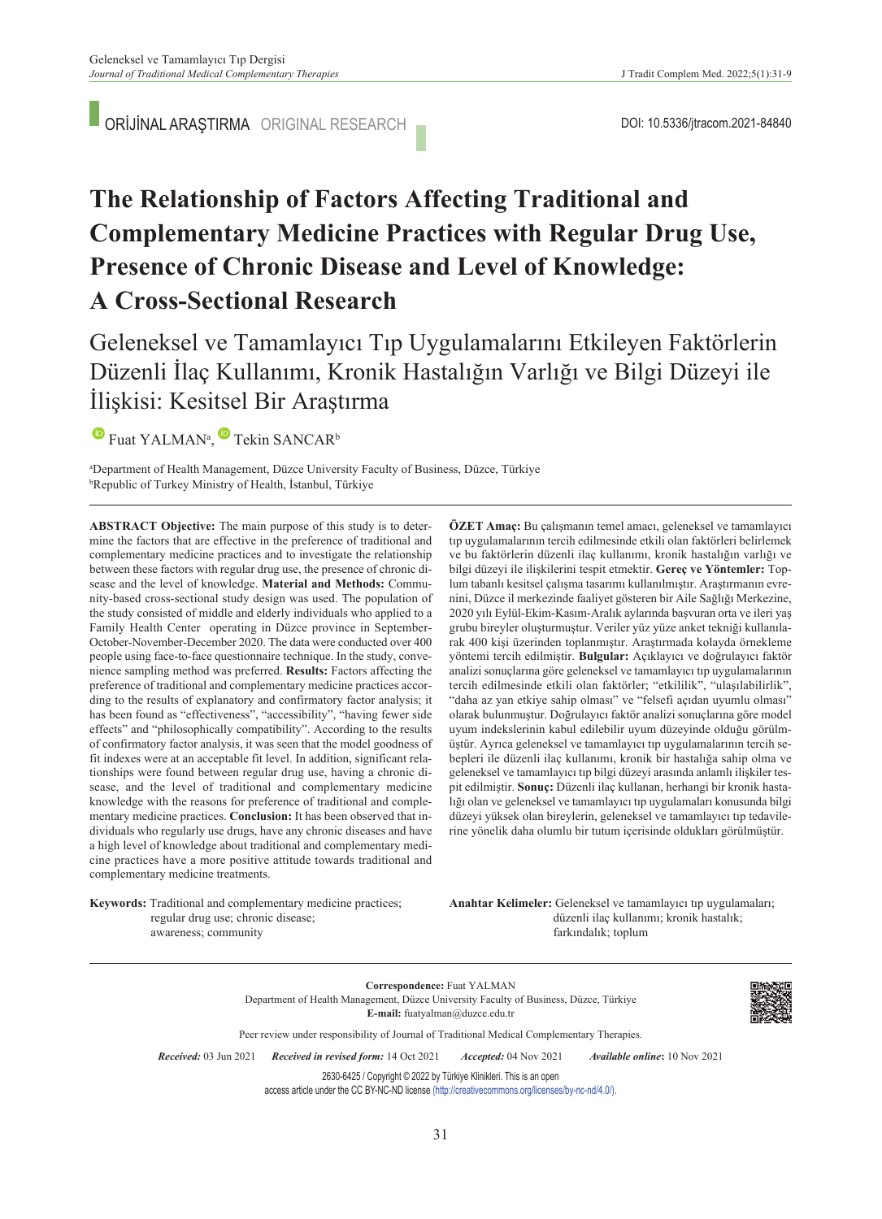ORİJİNAL ARAŞTIRMA ORIGINAL RESEARCH

DOI: 10.5336/jtracom.2021-84840

# The Relationship of Factors Affecting Traditional and Complementary Medicine Practices with Regular Drug Use, Presence of Chronic Disease and Level of Knowledge: A Cross-Sectional Research

# Geleneksel ve Tamamlayıcı Tıp Uygulamalarını Etkileyen Faktörlerin Düzenli İlaç Kullanımı, Kronik Hastalığın Varlığı ve Bilgi Düzeyi ile İlişkisi: Kesitsel Bir Araştırma

Fuat YALMAN[a], Tekin SANCAR[b]

[a]Department of Health Management, Düzce University Faculty of Business, Düzce, Türkiye
[b]Republic of Turkey Ministry of Health, İstanbul, Türkiye

**ABSTRACT Objective:** The main purpose of this study is to determine the factors that are effective in the preference of traditional and complementary medicine practices and to investigate the relationship between these factors with regular drug use, the presence of chronic disease and the level of knowledge. **Material and Methods:** Community-based cross-sectional study design was used. The population of the study consisted of middle and elderly individuals who applied to a Family Health Center operating in Düzce province in September-October-November-December 2020. The data were conducted over 400 people using face-to-face questionnaire technique. In the study, convenience sampling method was preferred. **Results:** Factors affecting the preference of traditional and complementary medicine practices according to the results of explanatory and confirmatory factor analysis; it has been found as "effectiveness", "accessibility", "having fewer side effects" and "philosophically compatibility". According to the results of confirmatory factor analysis, it was seen that the model goodness of fit indexes were at an acceptable fit level. In addition, significant relationships were found between regular drug use, having a chronic disease, and the level of traditional and complementary medicine knowledge with the reasons for preference of traditional and complementary medicine practices. **Conclusion:** It has been observed that individuals who regularly use drugs, have any chronic diseases and have a high level of knowledge about traditional and complementary medicine practices have a more positive attitude towards traditional and complementary medicine treatments.

**Keywords:** Traditional and complementary medicine practices; regular drug use; chronic disease; awareness; community

**ÖZET Amaç:** Bu çalışmanın temel amacı, geleneksel ve tamamlayıcı tıp uygulamalarının tercih edilmesinde etkili olan faktörleri belirlemek ve bu faktörlerin düzenli ilaç kullanımı, kronik hastalığın varlığı ve bilgi düzeyi ile ilişkilerini tespit etmektir. **Gereç ve Yöntemler:** Toplum tabanlı kesitsel çalışma tasarımı kullanılmıştır. Araştırmanın evrenini, Düzce il merkezinde faaliyet gösteren bir Aile Sağlığı Merkezine, 2020 yılı Eylül-Ekim-Kasım-Aralık aylarında başvuran orta ve ileri yaş grubu bireyler oluşturmuştur. Veriler yüz yüze anket tekniği kullanılarak 400 kişi üzerinden toplanmıştır. Araştırmada kolayda örnekleme yöntemi tercih edilmiştir. **Bulgular:** Açıklayıcı ve doğrulayıcı faktör analizi sonuçlarına göre geleneksel ve tamamlayıcı tıp uygulamalarının tercih edilmesinde etkili olan faktörler; "etkililik", "ulaşılabilirlik", "daha az yan etkiye sahip olması" ve "felsefi açıdan uyumlu olması" olarak bulunmuştur. Doğrulayıcı faktör analizi sonuçlarına göre model uyum indekslerinin kabul edilebilir uyum düzeyinde olduğu görülmüştür. Ayrıca geleneksel ve tamamlayıcı tıp uygulamalarının tercih sebepleri ile düzenli ilaç kullanımı, kronik bir hastalığa sahip olma ve geleneksel ve tamamlayıcı tıp bilgi düzeyi arasında anlamlı ilişkiler tespit edilmiştir. **Sonuç:** Düzenli ilaç kullanan, herhangi bir kronik hastalığı olan ve geleneksel ve tamamlayıcı tıp uygulamaları konusunda bilgi düzeyi yüksek olan bireylerin, geleneksel ve tamamlayıcı tıp tedavilerine yönelik daha olumlu bir tutum içerisinde oldukları görülmüştür.

**Anahtar Kelimeler:** Geleneksel ve tamamlayıcı tıp uygulamaları; düzenli ilaç kullanımı; kronik hastalık; farkındalık; toplum

**Correspondence:** Fuat YALMAN
Department of Health Management, Düzce University Faculty of Business, Düzce, Türkiye
**E-mail:** fuatyalman@duzce.edu.tr

Peer review under responsibility of Journal of Traditional Medical Complementary Therapies.

*Received:* 03 Jun 2021 *Received in revised form:* 14 Oct 2021 *Accepted:* 04 Nov 2021 *Available online*: 10 Nov 2021

2630-6425 / Copyright © 2022 by Türkiye Klinikleri. This is an open access article under the CC BY-NC-ND license (http://creativecommons.org/licenses/by-nc-nd/4.0/).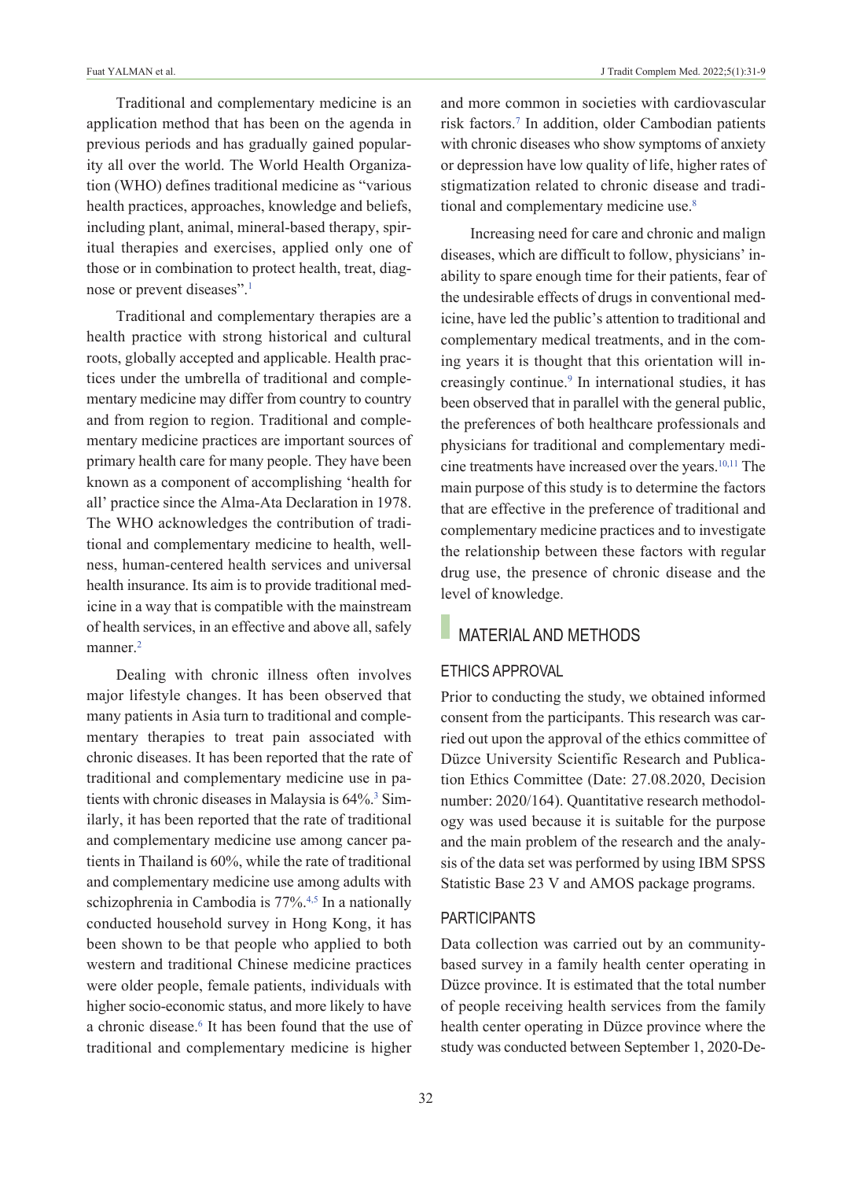Traditional and complementary medicine is an application method that has been on the agenda in previous periods and has gradually gained popularity all over the world. The World Health Organization (WHO) defines traditional medicine as "various health practices, approaches, knowledge and beliefs, including plant, animal, mineral-based therapy, spiritual therapies and exercises, applied only one of those or in combination to protect health, treat, diagnose or prevent diseases".[1]

Traditional and complementary therapies are a health practice with strong historical and cultural roots, globally accepted and applicable. Health practices under the umbrella of traditional and complementary medicine may differ from country to country and from region to region. Traditional and complementary medicine practices are important sources of primary health care for many people. They have been known as a component of accomplishing 'health for all' practice since the Alma-Ata Declaration in 1978. The WHO acknowledges the contribution of traditional and complementary medicine to health, wellness, human-centered health services and universal health insurance. Its aim is to provide traditional medicine in a way that is compatible with the mainstream of health services, in an effective and above all, safely manner.[2]

Dealing with chronic illness often involves major lifestyle changes. It has been observed that many patients in Asia turn to traditional and complementary therapies to treat pain associated with chronic diseases. It has been reported that the rate of traditional and complementary medicine use in patients with chronic diseases in Malaysia is 64%.[3] Similarly, it has been reported that the rate of traditional and complementary medicine use among cancer patients in Thailand is 60%, while the rate of traditional and complementary medicine use among adults with schizophrenia in Cambodia is 77%.[4,5] In a nationally conducted household survey in Hong Kong, it has been shown to be that people who applied to both western and traditional Chinese medicine practices were older people, female patients, individuals with higher socio-economic status, and more likely to have a chronic disease.[6] It has been found that the use of traditional and complementary medicine is higher and more common in societies with cardiovascular risk factors.[7] In addition, older Cambodian patients with chronic diseases who show symptoms of anxiety or depression have low quality of life, higher rates of stigmatization related to chronic disease and traditional and complementary medicine use.[8]

Increasing need for care and chronic and malign diseases, which are difficult to follow, physicians' inability to spare enough time for their patients, fear of the undesirable effects of drugs in conventional medicine, have led the public's attention to traditional and complementary medical treatments, and in the coming years it is thought that this orientation will increasingly continue.[9] In international studies, it has been observed that in parallel with the general public, the preferences of both healthcare professionals and physicians for traditional and complementary medicine treatments have increased over the years.[10,11] The main purpose of this study is to determine the factors that are effective in the preference of traditional and complementary medicine practices and to investigate the relationship between these factors with regular drug use, the presence of chronic disease and the level of knowledge.

## MATERIAL AND METHODS

### ETHICS APPROVAL

Prior to conducting the study, we obtained informed consent from the participants. This research was carried out upon the approval of the ethics committee of Düzce University Scientific Research and Publication Ethics Committee (Date: 27.08.2020, Decision number: 2020/164). Quantitative research methodology was used because it is suitable for the purpose and the main problem of the research and the analysis of the data set was performed by using IBM SPSS Statistic Base 23 V and AMOS package programs.

### PARTICIPANTS

Data collection was carried out by an community-based survey in a family health center operating in Düzce province. It is estimated that the total number of people receiving health services from the family health center operating in Düzce province where the study was conducted between September 1, 2020-De-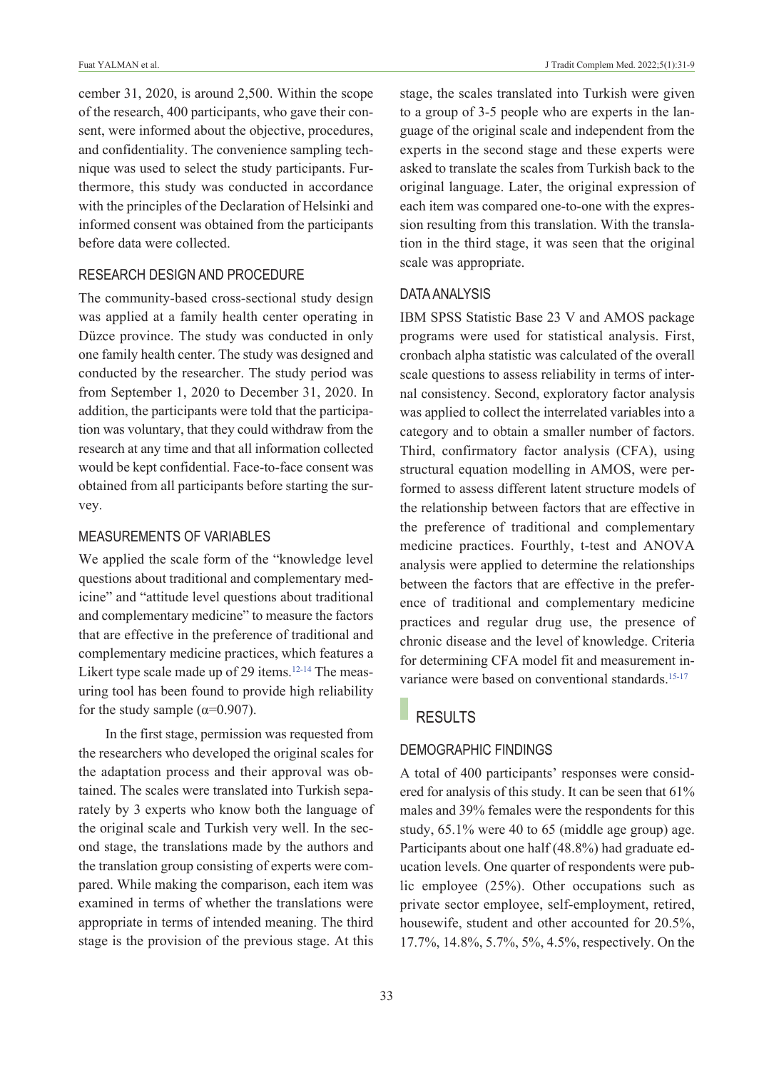cember 31, 2020, is around 2,500. Within the scope of the research, 400 participants, who gave their consent, were informed about the objective, procedures, and confidentiality. The convenience sampling technique was used to select the study participants. Furthermore, this study was conducted in accordance with the principles of the Declaration of Helsinki and informed consent was obtained from the participants before data were collected.

### RESEARCH DESIGN AND PROCEDURE

The community-based cross-sectional study design was applied at a family health center operating in Düzce province. The study was conducted in only one family health center. The study was designed and conducted by the researcher. The study period was from September 1, 2020 to December 31, 2020. In addition, the participants were told that the participation was voluntary, that they could withdraw from the research at any time and that all information collected would be kept confidential. Face-to-face consent was obtained from all participants before starting the survey.

### MEASUREMENTS OF VARIABLES

We applied the scale form of the "knowledge level questions about traditional and complementary medicine" and "attitude level questions about traditional and complementary medicine" to measure the factors that are effective in the preference of traditional and complementary medicine practices, which features a Likert type scale made up of 29 items.[12-14] The measuring tool has been found to provide high reliability for the study sample ($\alpha$=0.907).

In the first stage, permission was requested from the researchers who developed the original scales for the adaptation process and their approval was obtained. The scales were translated into Turkish separately by 3 experts who know both the language of the original scale and Turkish very well. In the second stage, the translations made by the authors and the translation group consisting of experts were compared. While making the comparison, each item was examined in terms of whether the translations were appropriate in terms of intended meaning. The third stage is the provision of the previous stage. At this stage, the scales translated into Turkish were given to a group of 3-5 people who are experts in the language of the original scale and independent from the experts in the second stage and these experts were asked to translate the scales from Turkish back to the original language. Later, the original expression of each item was compared one-to-one with the expression resulting from this translation. With the translation in the third stage, it was seen that the original scale was appropriate.

### DATA ANALYSIS

IBM SPSS Statistic Base 23 V and AMOS package programs were used for statistical analysis. First, cronbach alpha statistic was calculated of the overall scale questions to assess reliability in terms of internal consistency. Second, exploratory factor analysis was applied to collect the interrelated variables into a category and to obtain a smaller number of factors. Third, confirmatory factor analysis (CFA), using structural equation modelling in AMOS, were performed to assess different latent structure models of the relationship between factors that are effective in the preference of traditional and complementary medicine practices. Fourthly, t-test and ANOVA analysis were applied to determine the relationships between the factors that are effective in the preference of traditional and complementary medicine practices and regular drug use, the presence of chronic disease and the level of knowledge. Criteria for determining CFA model fit and measurement invariance were based on conventional standards.[15-17]

## RESULTS

### DEMOGRAPHIC FINDINGS

A total of 400 participants' responses were considered for analysis of this study. It can be seen that 61% males and 39% females were the respondents for this study, 65.1% were 40 to 65 (middle age group) age. Participants about one half (48.8%) had graduate education levels. One quarter of respondents were public employee (25%). Other occupations such as private sector employee, self-employment, retired, housewife, student and other accounted for 20.5%, 17.7%, 14.8%, 5.7%, 5%, 4.5%, respectively. On the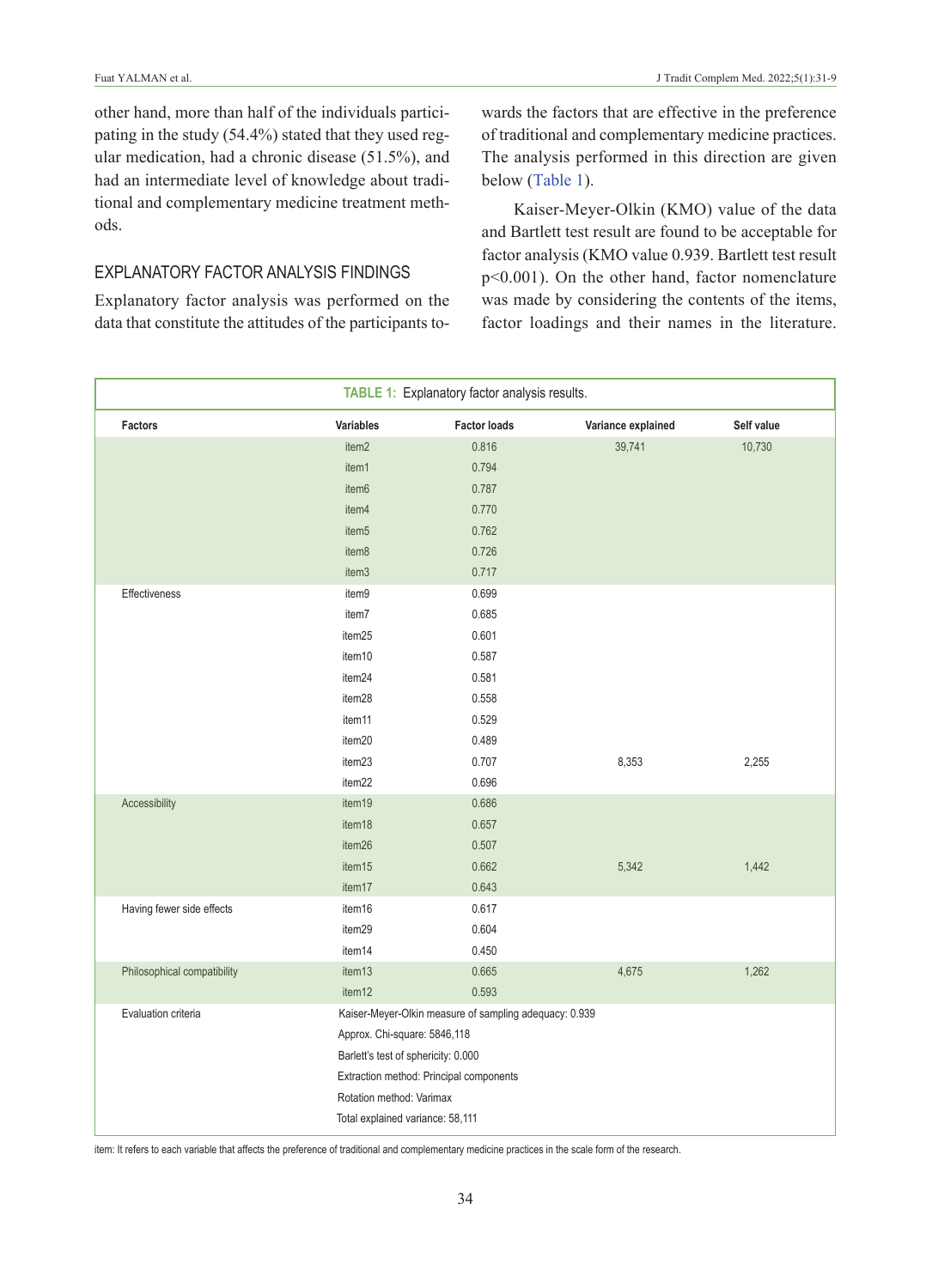other hand, more than half of the individuals participating in the study (54.4%) stated that they used regular medication, had a chronic disease (51.5%), and had an intermediate level of knowledge about traditional and complementary medicine treatment methods.

## EXPLANATORY FACTOR ANALYSIS FINDINGS

Explanatory factor analysis was performed on the data that constitute the attitudes of the participants towards the factors that are effective in the preference of traditional and complementary medicine practices. The analysis performed in this direction are given below (Table 1).

Kaiser-Meyer-Olkin (KMO) value of the data and Bartlett test result are found to be acceptable for factor analysis (KMO value 0.939. Bartlett test result $p<0.001$). On the other hand, factor nomenclature was made by considering the contents of the items, factor loadings and their names in the literature.

**TABLE 1:** Explanatory factor analysis results.

| Factors | Variables | Factor loads | Variance explained | Self value |
|---|---|---|---|---|
| | item2 | 0.816 | 39,741 | 10,730 |
| | item1 | 0.794 | | |
| | item6 | 0.787 | | |
| | item4 | 0.770 | | |
| | item5 | 0.762 | | |
| | item8 | 0.726 | | |
| | item3 | 0.717 | | |
| Effectiveness | item9 | 0.699 | | |
| | item7 | 0.685 | | |
| | item25 | 0.601 | | |
| | item10 | 0.587 | | |
| | item24 | 0.581 | | |
| | item28 | 0.558 | | |
| | item11 | 0.529 | | |
| | item20 | 0.489 | | |
| | item23 | 0.707 | 8,353 | 2,255 |
| | item22 | 0.696 | | |
| Accessibility | item19 | 0.686 | | |
| | item18 | 0.657 | | |
| | item26 | 0.507 | | |
| | item15 | 0.662 | 5,342 | 1,442 |
| | item17 | 0.643 | | |
| Having fewer side effects | item16 | 0.617 | | |
| | item29 | 0.604 | | |
| | item14 | 0.450 | | |
| Philosophical compatibility | item13 | 0.665 | 4,675 | 1,262 |
| | item12 | 0.593 | | |
| Evaluation criteria | Kaiser-Meyer-Olkin measure of sampling adequacy: 0.939 | | | |
| | Approx. Chi-square: 5846,118 | | | |
| | Barlett's test of sphericity: 0.000 | | | |
| | Extraction method: Principal components | | | |
| | Rotation method: Varimax | | | |
| | Total explained variance: 58,111 | | | |

item: It refers to each variable that affects the preference of traditional and complementary medicine practices in the scale form of the research.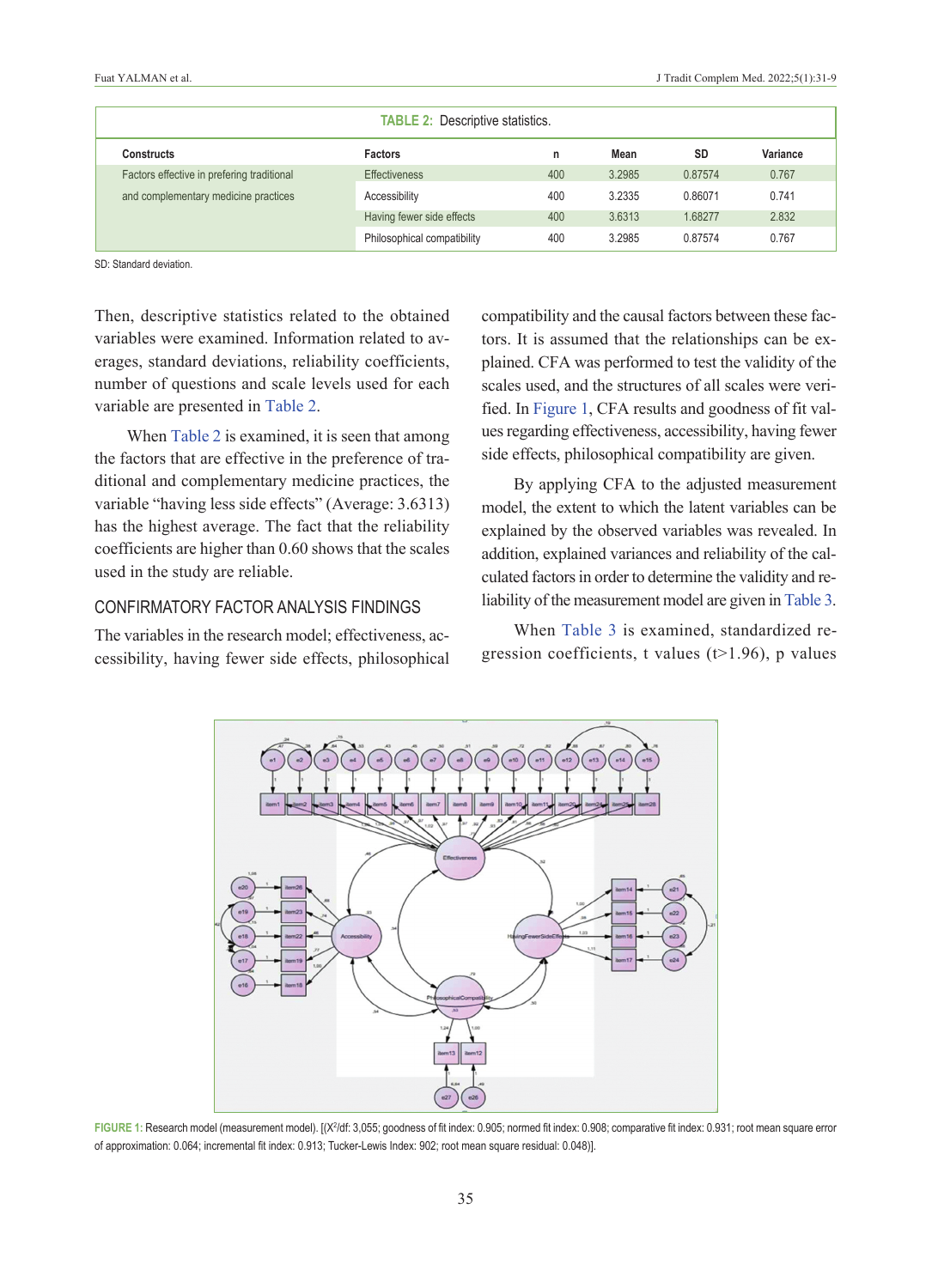**TABLE 2:** Descriptive statistics.

| Constructs | Factors | n | Mean | SD | Variance |
|---|---|---|---|---|---|
| Factors effective in prefering traditional and complementary medicine practices | Effectiveness | 400 | 3.2985 | 0.87574 | 0.767 |
| | Accessibility | 400 | 3.2335 | 0.86071 | 0.741 |
| | Having fewer side effects | 400 | 3.6313 | 1.68277 | 2.832 |
| | Philosophical compatibility | 400 | 3.2985 | 0.87574 | 0.767 |

SD: Standard deviation.

Then, descriptive statistics related to the obtained variables were examined. Information related to averages, standard deviations, reliability coefficients, number of questions and scale levels used for each variable are presented in Table 2.

When Table 2 is examined, it is seen that among the factors that are effective in the preference of traditional and complementary medicine practices, the variable "having less side effects" (Average: 3.6313) has the highest average. The fact that the reliability coefficients are higher than 0.60 shows that the scales used in the study are reliable.

## CONFIRMATORY FACTOR ANALYSIS FINDINGS

The variables in the research model; effectiveness, accessibility, having fewer side effects, philosophical compatibility and the causal factors between these factors. It is assumed that the relationships can be explained. CFA was performed to test the validity of the scales used, and the structures of all scales were verified. In Figure 1, CFA results and goodness of fit values regarding effectiveness, accessibility, having fewer side effects, philosophical compatibility are given.

By applying CFA to the adjusted measurement model, the extent to which the latent variables can be explained by the observed variables was revealed. In addition, explained variances and reliability of the calculated factors in order to determine the validity and reliability of the measurement model are given in Table 3.

When Table 3 is examined, standardized regression coefficients, t values (t>1.96), p values

**FIGURE 1:** Research model (measurement model). [($X^2$/df: 3,055; goodness of fit index: 0.905; normed fit index: 0.908; comparative fit index: 0.931; root mean square error of approximation: 0.064; incremental fit index: 0.913; Tucker-Lewis Index: 902; root mean square residual: 0.048)].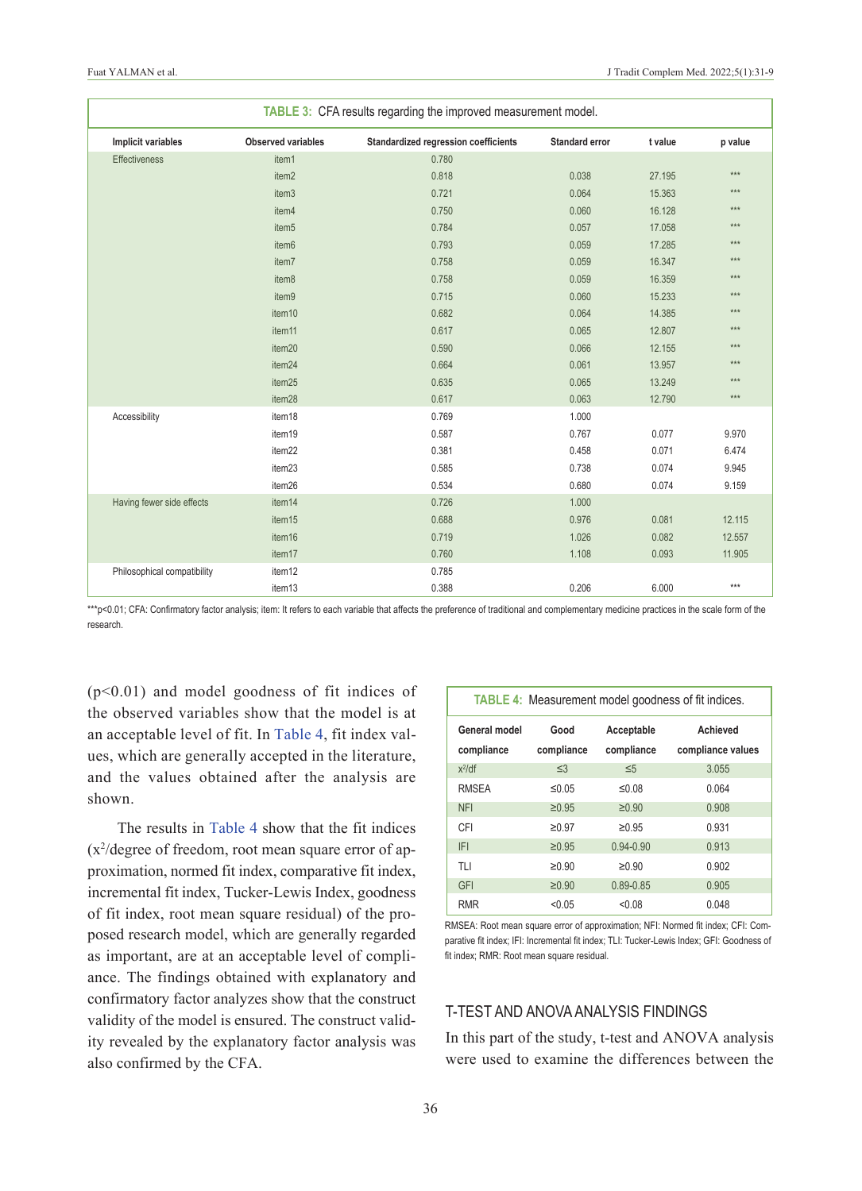**TABLE 3:** CFA results regarding the improved measurement model.

| Implicit variables | Observed variables | Standardized regression coefficients | Standard error | t value | p value |
|---|---|---|---|---|---|
| Effectiveness | item1 | 0.780 | | | |
| | item2 | 0.818 | 0.038 | 27.195 | *** |
| | item3 | 0.721 | 0.064 | 15.363 | *** |
| | item4 | 0.750 | 0.060 | 16.128 | *** |
| | item5 | 0.784 | 0.057 | 17.058 | *** |
| | item6 | 0.793 | 0.059 | 17.285 | *** |
| | item7 | 0.758 | 0.059 | 16.347 | *** |
| | item8 | 0.758 | 0.059 | 16.359 | *** |
| | item9 | 0.715 | 0.060 | 15.233 | *** |
| | item10 | 0.682 | 0.064 | 14.385 | *** |
| | item11 | 0.617 | 0.065 | 12.807 | *** |
| | item20 | 0.590 | 0.066 | 12.155 | *** |
| | item24 | 0.664 | 0.061 | 13.957 | *** |
| | item25 | 0.635 | 0.065 | 13.249 | *** |
| | item28 | 0.617 | 0.063 | 12.790 | *** |
| Accessibility | item18 | 0.769 | 1.000 | | |
| | item19 | 0.587 | 0.767 | 0.077 | 9.970 |
| | item22 | 0.381 | 0.458 | 0.071 | 6.474 |
| | item23 | 0.585 | 0.738 | 0.074 | 9.945 |
| | item26 | 0.534 | 0.680 | 0.074 | 9.159 |
| Having fewer side effects | item14 | 0.726 | 1.000 | | |
| | item15 | 0.688 | 0.976 | 0.081 | 12.115 |
| | item16 | 0.719 | 1.026 | 0.082 | 12.557 |
| | item17 | 0.760 | 1.108 | 0.093 | 11.905 |
| Philosophical compatibility | item12 | 0.785 | | | |
| | item13 | 0.388 | 0.206 | 6.000 | *** |

***p<0.01; CFA: Confirmatory factor analysis; item: It refers to each variable that affects the preference of traditional and complementary medicine practices in the scale form of the research.

($p<0.01$) and model goodness of fit indices of the observed variables show that the model is at an acceptable level of fit. In Table 4, fit index values, which are generally accepted in the literature, and the values obtained after the analysis are shown.

The results in Table 4 show that the fit indices ($x^2$/degree of freedom, root mean square error of approximation, normed fit index, comparative fit index, incremental fit index, Tucker-Lewis Index, goodness of fit index, root mean square residual) of the proposed research model, which are generally regarded as important, are at an acceptable level of compliance. The findings obtained with explanatory and confirmatory factor analyzes show that the construct validity of the model is ensured. The construct validity revealed by the explanatory factor analysis was also confirmed by the CFA.

**TABLE 4:** Measurement model goodness of fit indices.

| General model compliance | Good compliance | Acceptable compliance | Achieved compliance values |
|---|---|---|---|
| $x^2$/df | ≤3 | ≤5 | 3.055 |
| RMSEA | ≤0.05 | ≤0.08 | 0.064 |
| NFI | ≥0.95 | ≥0.90 | 0.908 |
| CFI | ≥0.97 | ≥0.95 | 0.931 |
| IFI | ≥0.95 | 0.94-0.90 | 0.913 |
| TLI | ≥0.90 | ≥0.90 | 0.902 |
| GFI | ≥0.90 | 0.89-0.85 | 0.905 |
| RMR | <0.05 | <0.08 | 0.048 |

RMSEA: Root mean square error of approximation; NFI: Normed fit index; CFI: Comparative fit index; IFI: Incremental fit index; TLI: Tucker-Lewis Index; GFI: Goodness of fit index; RMR: Root mean square residual.

## T-TEST AND ANOVA ANALYSIS FINDINGS

In this part of the study, t-test and ANOVA analysis were used to examine the differences between the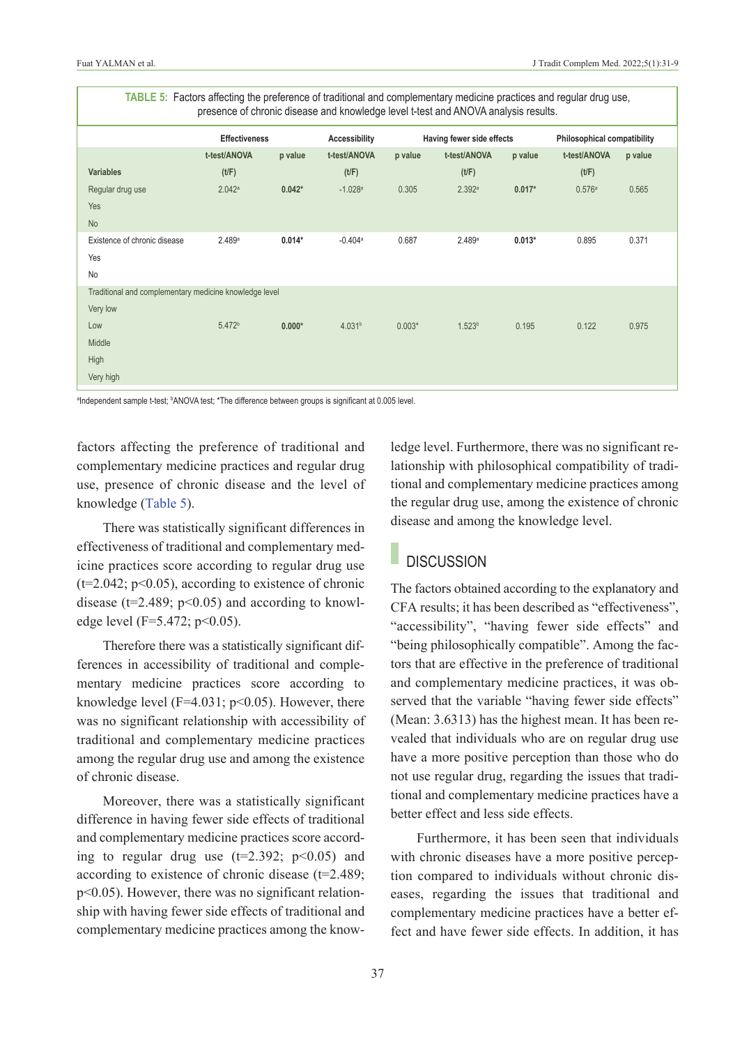**TABLE 5:** Factors affecting the preference of traditional and complementary medicine practices and regular drug use, presence of chronic disease and knowledge level t-test and ANOVA analysis results.

| | Effectiveness | | Accessibility | | Having fewer side effects | | Philosophical compatibility | |
|---|---|---|---|---|---|---|---|---|
| Variables | t-test/ANOVA (t/F) | p value | t-test/ANOVA (t/F) | p value | t-test/ANOVA (t/F) | p value | t-test/ANOVA (t/F) | p value |
| Regular drug use | 2.042[a] | **0.042*** | -1.028[a] | 0.305 | 2.392[a] | **0.017*** | 0.576[a] | 0.565 |
| Yes | | | | | | | | |
| No | | | | | | | | |
| Existence of chronic disease | 2.489[a] | **0.014*** | -0.404[a] | 0.687 | 2.489[a] | **0.013*** | 0.895 | 0.371 |
| Yes | | | | | | | | |
| No | | | | | | | | |
| Traditional and complementary medicine knowledge level | | | | | | | | |
| Very low | | | | | | | | |
| Low | 5.472[b] | **0.000*** | 4.031[b] | 0.003* | 1.523[b] | 0.195 | 0.122 | 0.975 |
| Middle | | | | | | | | |
| High | | | | | | | | |
| Very high | | | | | | | | |

[a]Independent sample t-test; [b]ANOVA test; *The difference between groups is significant at 0.005 level.

factors affecting the preference of traditional and complementary medicine practices and regular drug use, presence of chronic disease and the level of knowledge (Table 5).

There was statistically significant differences in effectiveness of traditional and complementary medicine practices score according to regular drug use ($t=2.042$; $p<0.05$), according to existence of chronic disease ($t=2.489$; $p<0.05$) and according to knowledge level ($F=5.472$; $p<0.05$).

Therefore there was a statistically significant differences in accessibility of traditional and complementary medicine practices score according to knowledge level ($F=4.031$; $p<0.05$). However, there was no significant relationship with accessibility of traditional and complementary medicine practices among the regular drug use and among the existence of chronic disease.

Moreover, there was a statistically significant difference in having fewer side effects of traditional and complementary medicine practices score according to regular drug use ($t=2.392$; $p<0.05$) and according to existence of chronic disease ($t=2.489$; $p<0.05$). However, there was no significant relationship with having fewer side effects of traditional and complementary medicine practices among the knowledge level. Furthermore, there was no significant relationship with philosophical compatibility of traditional and complementary medicine practices among the regular drug use, among the existence of chronic disease and among the knowledge level.

## DISCUSSION

The factors obtained according to the explanatory and CFA results; it has been described as "effectiveness", "accessibility", "having fewer side effects" and "being philosophically compatible". Among the factors that are effective in the preference of traditional and complementary medicine practices, it was observed that the variable "having fewer side effects" (Mean: 3.6313) has the highest mean. It has been revealed that individuals who are on regular drug use have a more positive perception than those who do not use regular drug, regarding the issues that traditional and complementary medicine practices have a better effect and less side effects.

Furthermore, it has been seen that individuals with chronic diseases have a more positive perception compared to individuals without chronic diseases, regarding the issues that traditional and complementary medicine practices have a better effect and have fewer side effects. In addition, it has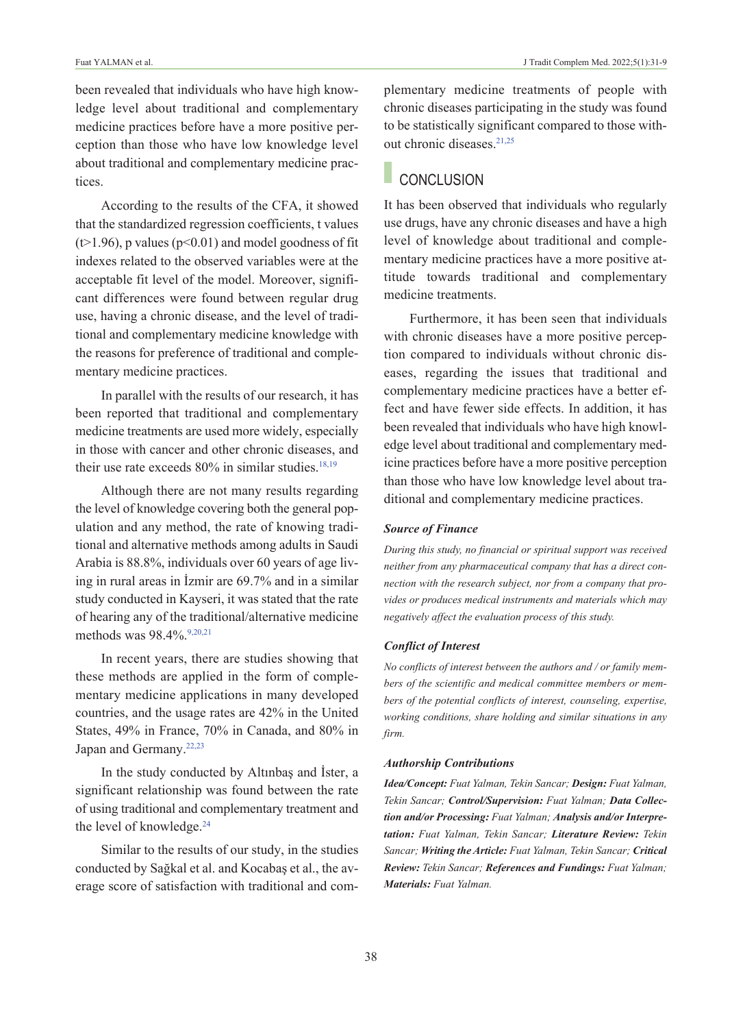been revealed that individuals who have high knowledge level about traditional and complementary medicine practices before have a more positive perception than those who have low knowledge level about traditional and complementary medicine practices.

According to the results of the CFA, it showed that the standardized regression coefficients, t values ($t>1.96$), p values ($p<0.01$) and model goodness of fit indexes related to the observed variables were at the acceptable fit level of the model. Moreover, significant differences were found between regular drug use, having a chronic disease, and the level of traditional and complementary medicine knowledge with the reasons for preference of traditional and complementary medicine practices.

In parallel with the results of our research, it has been reported that traditional and complementary medicine treatments are used more widely, especially in those with cancer and other chronic diseases, and their use rate exceeds 80% in similar studies.[18,19]

Although there are not many results regarding the level of knowledge covering both the general population and any method, the rate of knowing traditional and alternative methods among adults in Saudi Arabia is 88.8%, individuals over 60 years of age living in rural areas in İzmir are 69.7% and in a similar study conducted in Kayseri, it was stated that the rate of hearing any of the traditional/alternative medicine methods was 98.4%.[9,20,21]

In recent years, there are studies showing that these methods are applied in the form of complementary medicine applications in many developed countries, and the usage rates are 42% in the United States, 49% in France, 70% in Canada, and 80% in Japan and Germany.[22,23]

In the study conducted by Altınbaş and İster, a significant relationship was found between the rate of using traditional and complementary treatment and the level of knowledge.[24]

Similar to the results of our study, in the studies conducted by Sağkal et al. and Kocabaş et al., the average score of satisfaction with traditional and complementary medicine treatments of people with chronic diseases participating in the study was found to be statistically significant compared to those without chronic diseases.[21,25]

## CONCLUSION

It has been observed that individuals who regularly use drugs, have any chronic diseases and have a high level of knowledge about traditional and complementary medicine practices have a more positive attitude towards traditional and complementary medicine treatments.

Furthermore, it has been seen that individuals with chronic diseases have a more positive perception compared to individuals without chronic diseases, regarding the issues that traditional and complementary medicine practices have a better effect and have fewer side effects. In addition, it has been revealed that individuals who have high knowledge level about traditional and complementary medicine practices before have a more positive perception than those who have low knowledge level about traditional and complementary medicine practices.

### *Source of Finance*

*During this study, no financial or spiritual support was received neither from any pharmaceutical company that has a direct connection with the research subject, nor from a company that provides or produces medical instruments and materials which may negatively affect the evaluation process of this study.*

### *Conflict of Interest*

*No conflicts of interest between the authors and / or family members of the scientific and medical committee members or members of the potential conflicts of interest, counseling, expertise, working conditions, share holding and similar situations in any firm.*

### *Authorship Contributions*

***Idea/Concept:*** *Fuat Yalman, Tekin Sancar;* ***Design:*** *Fuat Yalman, Tekin Sancar;* ***Control/Supervision:*** *Fuat Yalman;* ***Data Collection and/or Processing:*** *Fuat Yalman;* ***Analysis and/or Interpretation:*** *Fuat Yalman, Tekin Sancar;* ***Literature Review:*** *Tekin Sancar;* ***Writing the Article:*** *Fuat Yalman, Tekin Sancar;* ***Critical Review:*** *Tekin Sancar;* ***References and Fundings:*** *Fuat Yalman;* ***Materials:*** *Fuat Yalman.*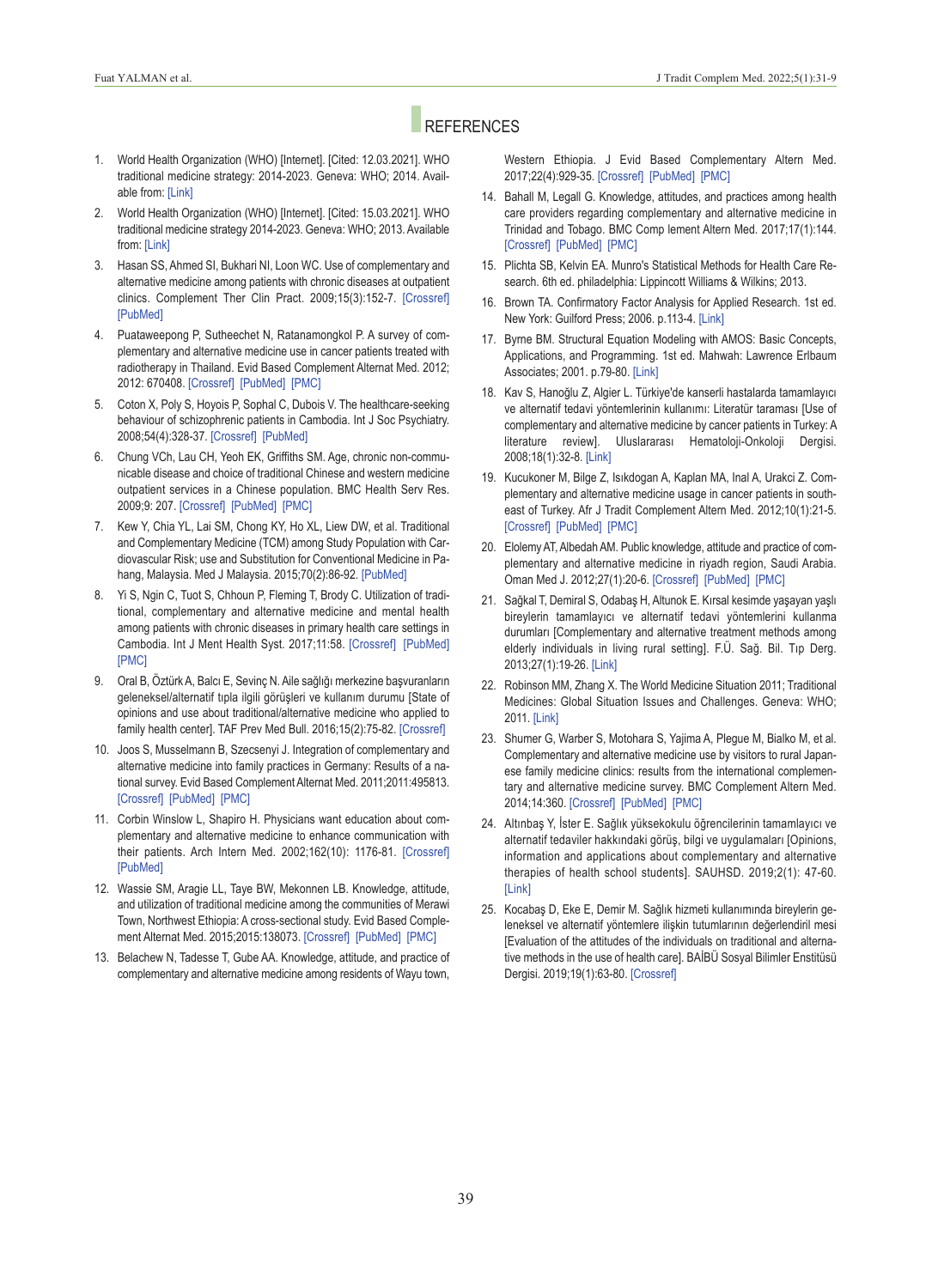## REFERENCES

1. World Health Organization (WHO) [Internet]. [Cited: 12.03.2021]. WHO traditional medicine strategy: 2014-2023. Geneva: WHO; 2014. Available from: [Link]
2. World Health Organization (WHO) [Internet]. [Cited: 15.03.2021]. WHO traditional medicine strategy 2014-2023. Geneva: WHO; 2013. Available from: [Link]
3. Hasan SS, Ahmed SI, Bukhari NI, Loon WC. Use of complementary and alternative medicine among patients with chronic diseases at outpatient clinics. Complement Ther Clin Pract. 2009;15(3):152-7. [Crossref] [PubMed]
4. Puataweepong P, Sutheechet N, Ratanamongkol P. A survey of complementary and alternative medicine use in cancer patients treated with radiotherapy in Thailand. Evid Based Complement Alternat Med. 2012; 2012: 670408. [Crossref] [PubMed] [PMC]
5. Coton X, Poly S, Hoyois P, Sophal C, Dubois V. The healthcare-seeking behaviour of schizophrenic patients in Cambodia. Int J Soc Psychiatry. 2008;54(4):328-37. [Crossref] [PubMed]
6. Chung VCh, Lau CH, Yeoh EK, Griffiths SM. Age, chronic non-communicable disease and choice of traditional Chinese and western medicine outpatient services in a Chinese population. BMC Health Serv Res. 2009;9: 207. [Crossref] [PubMed] [PMC]
7. Kew Y, Chia YL, Lai SM, Chong KY, Ho XL, Liew DW, et al. Traditional and Complementary Medicine (TCM) among Study Population with Cardiovascular Risk; use and Substitution for Conventional Medicine in Pahang, Malaysia. Med J Malaysia. 2015;70(2):86-92. [PubMed]
8. Yi S, Ngin C, Tuot S, Chhoun P, Fleming T, Brody C. Utilization of traditional, complementary and alternative medicine and mental health among patients with chronic diseases in primary health care settings in Cambodia. Int J Ment Health Syst. 2017;11:58. [Crossref] [PubMed] [PMC]
9. Oral B, Öztürk A, Balcı E, Sevinç N. Aile sağlığı merkezine başvuranların geleneksel/alternatif tıpla ilgili görüşleri ve kullanım durumu [State of opinions and use about traditional/alternative medicine who applied to family health center]. TAF Prev Med Bull. 2016;15(2):75-82. [Crossref]
10. Joos S, Musselmann B, Szecsenyi J. Integration of complementary and alternative medicine into family practices in Germany: Results of a national survey. Evid Based Complement Alternat Med. 2011;2011:495813. [Crossref] [PubMed] [PMC]
11. Corbin Winslow L, Shapiro H. Physicians want education about complementary and alternative medicine to enhance communication with their patients. Arch Intern Med. 2002;162(10): 1176-81. [Crossref] [PubMed]
12. Wassie SM, Aragie LL, Taye BW, Mekonnen LB. Knowledge, attitude, and utilization of traditional medicine among the communities of Merawi Town, Northwest Ethiopia: A cross-sectional study. Evid Based Complement Alternat Med. 2015;2015:138073. [Crossref] [PubMed] [PMC]
13. Belachew N, Tadesse T, Gube AA. Knowledge, attitude, and practice of complementary and alternative medicine among residents of Wayu town, Western Ethiopia. J Evid Based Complementary Altern Med. 2017;22(4):929-35. [Crossref] [PubMed] [PMC]
14. Bahall M, Legall G. Knowledge, attitudes, and practices among health care providers regarding complementary and alternative medicine in Trinidad and Tobago. BMC Comp lement Altern Med. 2017;17(1):144. [Crossref] [PubMed] [PMC]
15. Plichta SB, Kelvin EA. Munro's Statistical Methods for Health Care Research. 6th ed. philadelphia: Lippincott Williams & Wilkins; 2013.
16. Brown TA. Confirmatory Factor Analysis for Applied Research. 1st ed. New York: Guilford Press; 2006. p.113-4. [Link]
17. Byrne BM. Structural Equation Modeling with AMOS: Basic Concepts, Applications, and Programming. 1st ed. Mahwah: Lawrence Erlbaum Associates; 2001. p.79-80. [Link]
18. Kav S, Hanoğlu Z, Algier L. Türkiye'de kanserli hastalarda tamamlayıcı ve alternatif tedavi yöntemlerinin kullanımı: Literatür taraması [Use of complementary and alternative medicine by cancer patients in Turkey: A literature review]. Uluslararası Hematoloji-Onkoloji Dergisi. 2008;18(1):32-8. [Link]
19. Kucukoner M, Bilge Z, Isıkdogan A, Kaplan MA, Inal A, Urakci Z. Complementary and alternative medicine usage in cancer patients in southeast of Turkey. Afr J Tradit Complement Altern Med. 2012;10(1):21-5. [Crossref] [PubMed] [PMC]
20. Elolemy AT, Albedah AM. Public knowledge, attitude and practice of complementary and alternative medicine in riyadh region, Saudi Arabia. Oman Med J. 2012;27(1):20-6. [Crossref] [PubMed] [PMC]
21. Sağkal T, Demiral S, Odabaş H, Altunok E. Kırsal kesimde yaşayan yaşlı bireylerin tamamlayıcı ve alternatif tedavi yöntemlerini kullanma durumları [Complementary and alternative treatment methods among elderly individuals in living rural setting]. F.Ü. Sağ. Bil. Tıp Derg. 2013;27(1):19-26. [Link]
22. Robinson MM, Zhang X. The World Medicine Situation 2011; Traditional Medicines: Global Situation Issues and Challenges. Geneva: WHO; 2011. [Link]
23. Shumer G, Warber S, Motohara S, Yajima A, Plegue M, Bialko M, et al. Complementary and alternative medicine use by visitors to rural Japanese family medicine clinics: results from the international complementary and alternative medicine survey. BMC Complement Altern Med. 2014;14:360. [Crossref] [PubMed] [PMC]
24. Altınbaş Y, İster E. Sağlık yüksekokulu öğrencilerinin tamamlayıcı ve alternatif tedaviler hakkındaki görüş, bilgi ve uygulamaları [Opinions, information and applications about complementary and alternative therapies of health school students]. SAUHSD. 2019;2(1): 47-60. [Link]
25. Kocabaş D, Eke E, Demir M. Sağlık hizmeti kullanımında bireylerin geleneksel ve alternatif yöntemlere ilişkin tutumlarının değerlendiril mesi [Evaluation of the attitudes of the individuals on traditional and alternative methods in the use of health care]. BAİBÜ Sosyal Bilimler Enstitüsü Dergisi. 2019;19(1):63-80. [Crossref]